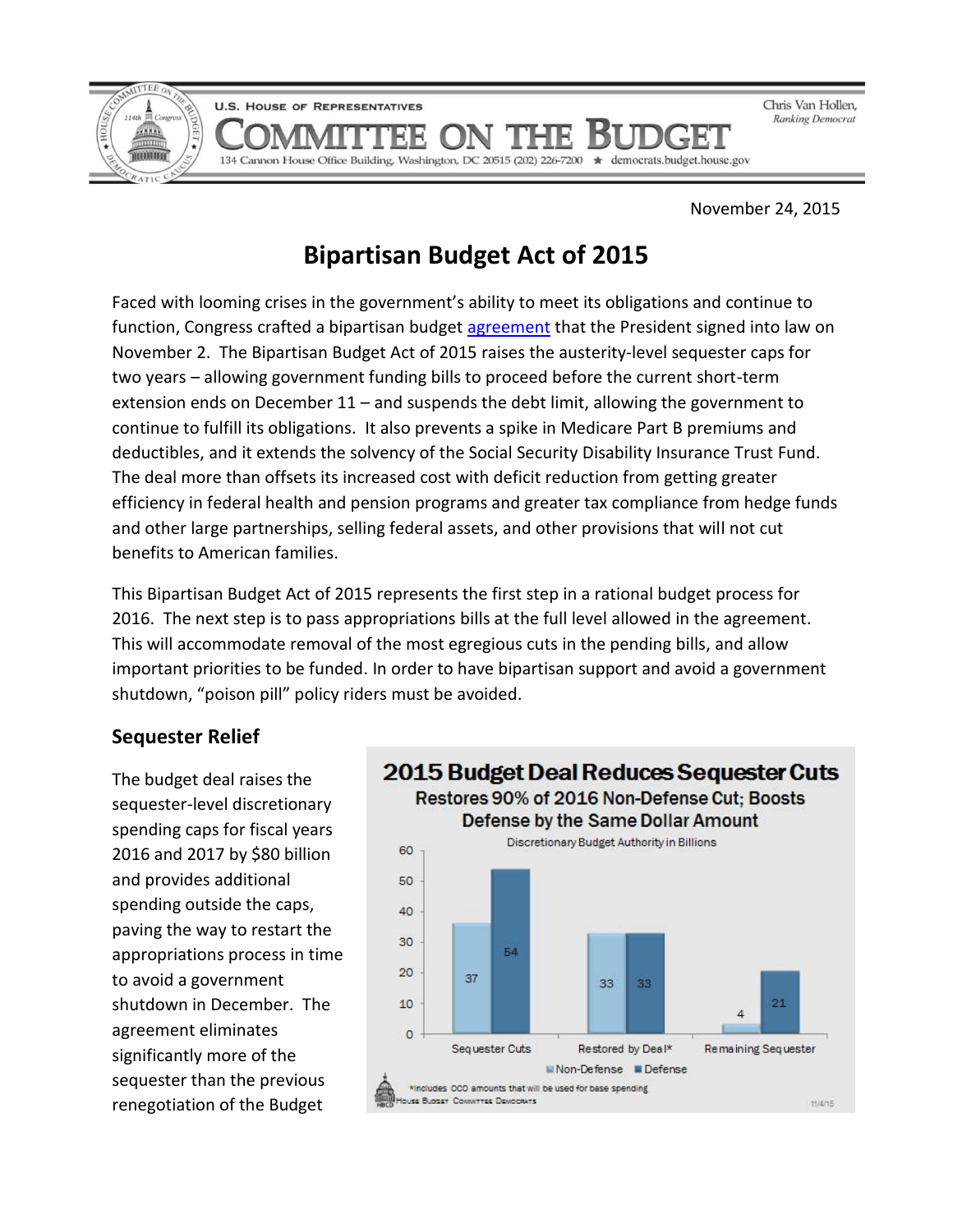U.S. House of Representatives

# Committee on the Budget

134 Cannon House Office Building, Washington, DC 20515 (202) 226-7200 ★ democrats.budget.house.gov

Chris Van Hollen, *Ranking Democrat*

November 24, 2015

# Bipartisan Budget Act of 2015

Faced with looming crises in the government's ability to meet its obligations and continue to function, Congress crafted a bipartisan budget agreement that the President signed into law on November 2. The Bipartisan Budget Act of 2015 raises the austerity-level sequester caps for two years – allowing government funding bills to proceed before the current short-term extension ends on December 11 – and suspends the debt limit, allowing the government to continue to fulfill its obligations. It also prevents a spike in Medicare Part B premiums and deductibles, and it extends the solvency of the Social Security Disability Insurance Trust Fund. The deal more than offsets its increased cost with deficit reduction from getting greater efficiency in federal health and pension programs and greater tax compliance from hedge funds and other large partnerships, selling federal assets, and other provisions that will not cut benefits to American families.

This Bipartisan Budget Act of 2015 represents the first step in a rational budget process for 2016. The next step is to pass appropriations bills at the full level allowed in the agreement. This will accommodate removal of the most egregious cuts in the pending bills, and allow important priorities to be funded. In order to have bipartisan support and avoid a government shutdown, "poison pill" policy riders must be avoided.

## Sequester Relief

**2015 Budget Deal Reduces Sequester Cuts**

**Restores 90% of 2016 Non-Defense Cut; Boosts Defense by the Same Dollar Amount**

Discretionary Budget Authority in Billions

| | Non-Defense | Defense |
|---|---|---|
| Sequester Cuts | 37 | 54 |
| Restored by Deal* | 33 | 33 |
| Remaining Sequester | 4 | 21 |

*Includes OCO amounts that will be used for base spending

House Budget Committee Democrats 11/4/15

The budget deal raises the sequester-level discretionary spending caps for fiscal years 2016 and 2017 by $80 billion and provides additional spending outside the caps, paving the way to restart the appropriations process in time to avoid a government shutdown in December. The agreement eliminates significantly more of the sequester than the previous renegotiation of the Budget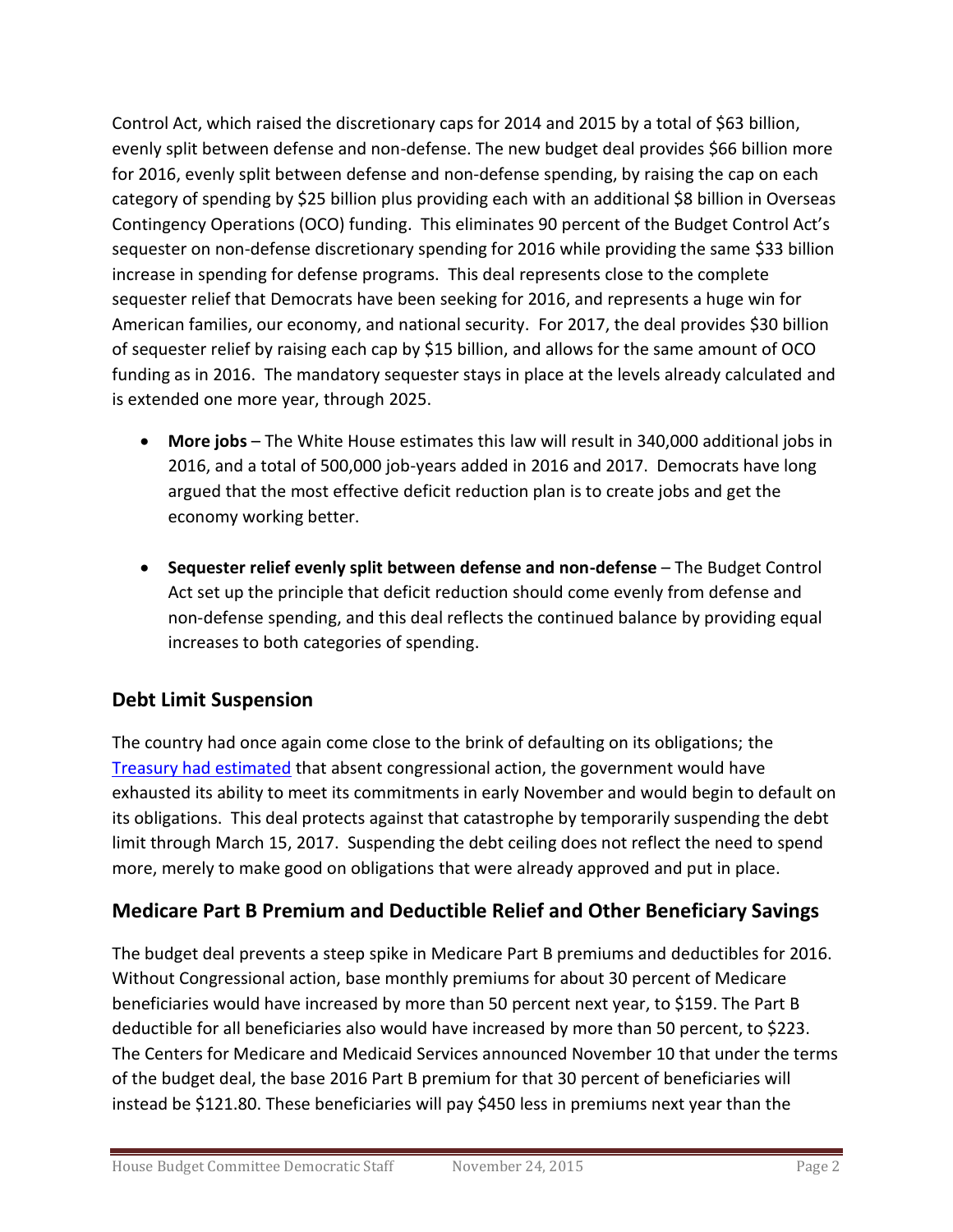Control Act, which raised the discretionary caps for 2014 and 2015 by a total of $63 billion, evenly split between defense and non-defense. The new budget deal provides $66 billion more for 2016, evenly split between defense and non-defense spending, by raising the cap on each category of spending by $25 billion plus providing each with an additional $8 billion in Overseas Contingency Operations (OCO) funding. This eliminates 90 percent of the Budget Control Act's sequester on non-defense discretionary spending for 2016 while providing the same $33 billion increase in spending for defense programs. This deal represents close to the complete sequester relief that Democrats have been seeking for 2016, and represents a huge win for American families, our economy, and national security. For 2017, the deal provides $30 billion of sequester relief by raising each cap by $15 billion, and allows for the same amount of OCO funding as in 2016. The mandatory sequester stays in place at the levels already calculated and is extended one more year, through 2025.

- **More jobs** – The White House estimates this law will result in 340,000 additional jobs in 2016, and a total of 500,000 job-years added in 2016 and 2017. Democrats have long argued that the most effective deficit reduction plan is to create jobs and get the economy working better.

- **Sequester relief evenly split between defense and non-defense** – The Budget Control Act set up the principle that deficit reduction should come evenly from defense and non-defense spending, and this deal reflects the continued balance by providing equal increases to both categories of spending.

## Debt Limit Suspension

The country had once again come close to the brink of defaulting on its obligations; the Treasury had estimated that absent congressional action, the government would have exhausted its ability to meet its commitments in early November and would begin to default on its obligations. This deal protects against that catastrophe by temporarily suspending the debt limit through March 15, 2017. Suspending the debt ceiling does not reflect the need to spend more, merely to make good on obligations that were already approved and put in place.

## Medicare Part B Premium and Deductible Relief and Other Beneficiary Savings

The budget deal prevents a steep spike in Medicare Part B premiums and deductibles for 2016. Without Congressional action, base monthly premiums for about 30 percent of Medicare beneficiaries would have increased by more than 50 percent next year, to $159. The Part B deductible for all beneficiaries also would have increased by more than 50 percent, to $223. The Centers for Medicare and Medicaid Services announced November 10 that under the terms of the budget deal, the base 2016 Part B premium for that 30 percent of beneficiaries will instead be $121.80. These beneficiaries will pay $450 less in premiums next year than the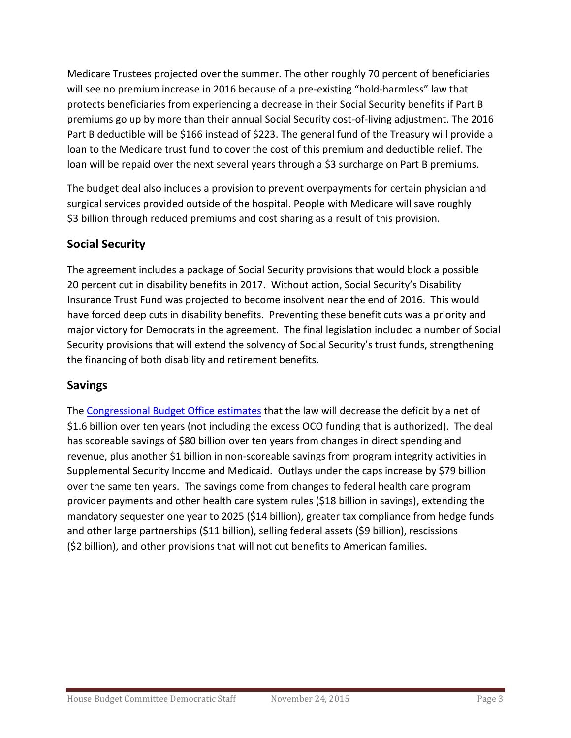Medicare Trustees projected over the summer. The other roughly 70 percent of beneficiaries will see no premium increase in 2016 because of a pre-existing "hold-harmless" law that protects beneficiaries from experiencing a decrease in their Social Security benefits if Part B premiums go up by more than their annual Social Security cost-of-living adjustment. The 2016 Part B deductible will be $166 instead of $223. The general fund of the Treasury will provide a loan to the Medicare trust fund to cover the cost of this premium and deductible relief. The loan will be repaid over the next several years through a $3 surcharge on Part B premiums.

The budget deal also includes a provision to prevent overpayments for certain physician and surgical services provided outside of the hospital. People with Medicare will save roughly $3 billion through reduced premiums and cost sharing as a result of this provision.

## Social Security

The agreement includes a package of Social Security provisions that would block a possible 20 percent cut in disability benefits in 2017. Without action, Social Security's Disability Insurance Trust Fund was projected to become insolvent near the end of 2016. This would have forced deep cuts in disability benefits. Preventing these benefit cuts was a priority and major victory for Democrats in the agreement. The final legislation included a number of Social Security provisions that will extend the solvency of Social Security's trust funds, strengthening the financing of both disability and retirement benefits.

## Savings

The Congressional Budget Office estimates that the law will decrease the deficit by a net of $1.6 billion over ten years (not including the excess OCO funding that is authorized). The deal has scoreable savings of $80 billion over ten years from changes in direct spending and revenue, plus another $1 billion in non-scoreable savings from program integrity activities in Supplemental Security Income and Medicaid. Outlays under the caps increase by $79 billion over the same ten years. The savings come from changes to federal health care program provider payments and other health care system rules ($18 billion in savings), extending the mandatory sequester one year to 2025 ($14 billion), greater tax compliance from hedge funds and other large partnerships ($11 billion), selling federal assets ($9 billion), rescissions ($2 billion), and other provisions that will not cut benefits to American families.